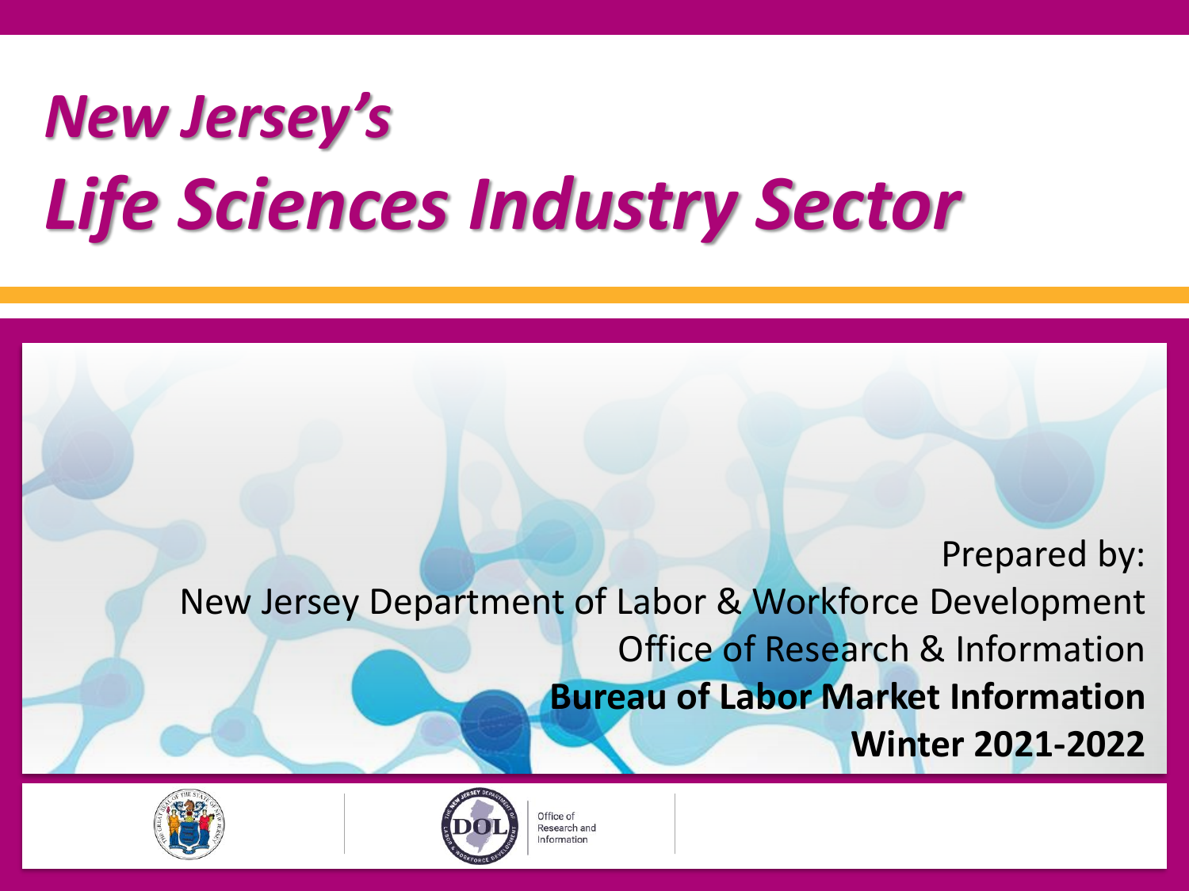# *New Jersey's Life Sciences Industry Sector*

Prepared by:
New Jersey Department of Labor & Workforce Development
Office of Research & Information
**Bureau of Labor Market Information**
**Winter 2021-2022**

Office of Research and Information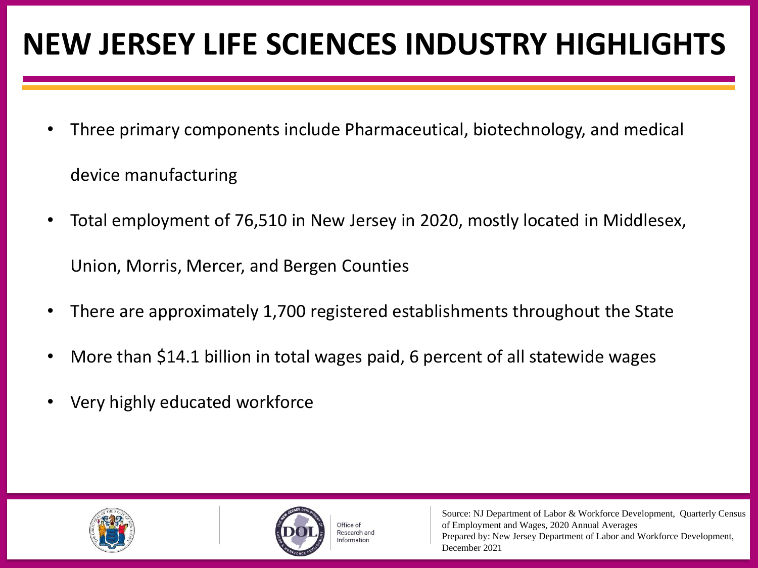# NEW JERSEY LIFE SCIENCES INDUSTRY HIGHLIGHTS

- Three primary components include Pharmaceutical, biotechnology, and medical device manufacturing
- Total employment of 76,510 in New Jersey in 2020, mostly located in Middlesex, Union, Morris, Mercer, and Bergen Counties
- There are approximately 1,700 registered establishments throughout the State
- More than $14.1 billion in total wages paid, 6 percent of all statewide wages
- Very highly educated workforce

Office of Research and Information

Source: NJ Department of Labor & Workforce Development, Quarterly Census of Employment and Wages, 2020 Annual Averages
Prepared by: New Jersey Department of Labor and Workforce Development, December 2021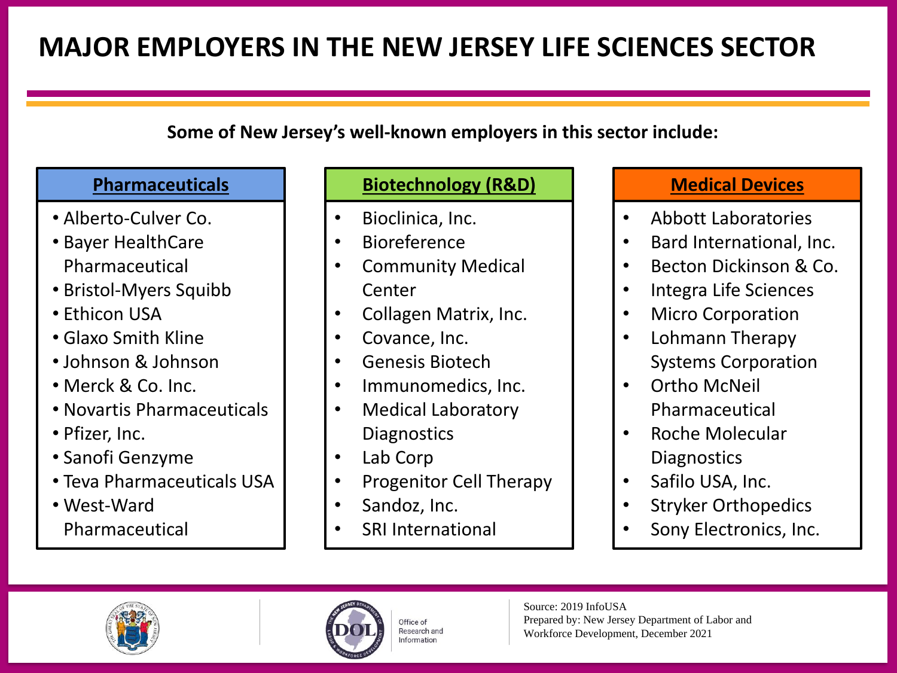# MAJOR EMPLOYERS IN THE NEW JERSEY LIFE SCIENCES SECTOR

**Some of New Jersey's well-known employers in this sector include:**

## Pharmaceuticals

- Alberto-Culver Co.
- Bayer HealthCare Pharmaceutical
- Bristol-Myers Squibb
- Ethicon USA
- Glaxo Smith Kline
- Johnson & Johnson
- Merck & Co. Inc.
- Novartis Pharmaceuticals
- Pfizer, Inc.
- Sanofi Genzyme
- Teva Pharmaceuticals USA
- West-Ward Pharmaceutical

## Biotechnology (R&D)

- Bioclinica, Inc.
- Bioreference
- Community Medical Center
- Collagen Matrix, Inc.
- Covance, Inc.
- Genesis Biotech
- Immunomedics, Inc.
- Medical Laboratory Diagnostics
- Lab Corp
- Progenitor Cell Therapy
- Sandoz, Inc.
- SRI International

## Medical Devices

- Abbott Laboratories
- Bard International, Inc.
- Becton Dickinson & Co.
- Integra Life Sciences
- Micro Corporation
- Lohmann Therapy Systems Corporation
- Ortho McNeil Pharmaceutical
- Roche Molecular Diagnostics
- Safilo USA, Inc.
- Stryker Orthopedics
- Sony Electronics, Inc.

Office of Research and Information

Source: 2019 InfoUSA
Prepared by: New Jersey Department of Labor and Workforce Development, December 2021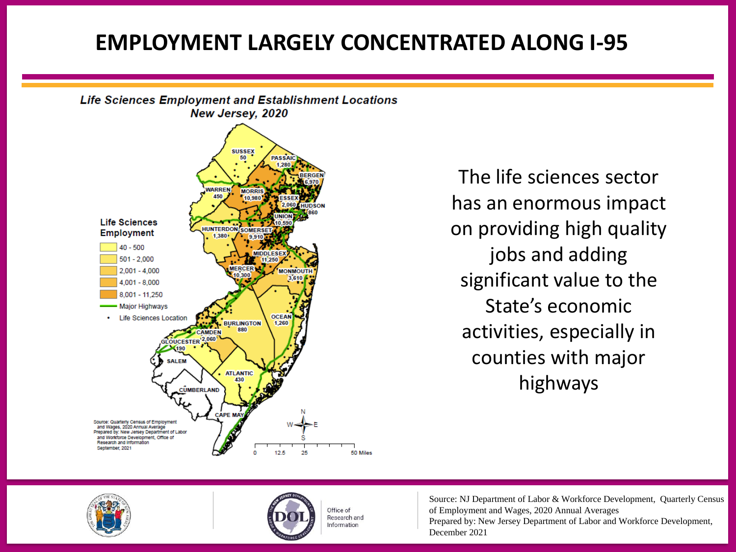# EMPLOYMENT LARGELY CONCENTRATED ALONG I-95

***Life Sciences Employment and Establishment Locations***
***New Jersey, 2020***

**Life Sciences Employment**

- 40 - 500
- 501 - 2,000
- 2,001 - 4,000
- 4,001 - 8,000
- 8,001 - 11,250
- Major Highways
- Life Sciences Location

| County | Life Sciences Employment |
|---|---|
| SUSSEX | 50 |
| PASSAIC | 1,280 |
| BERGEN | 6,970 |
| WARREN | 450 |
| MORRIS | 10,980 |
| ESSEX | 2,060 |
| HUDSON | 860 |
| UNION | 10,590 |
| HUNTERDON | 1,380 |
| SOMERSET | 9,910 |
| MIDDLESEX | 11,250 |
| MERCER | 10,300 |
| MONMOUTH | 3,610 |
| OCEAN | 1,260 |
| BURLINGTON | 880 |
| CAMDEN | 2,060 |
| GLOUCESTER | 190 |
| SALEM | |
| ATLANTIC | 430 |
| CUMBERLAND | |
| CAPE MAY | |

Source: Quarterly Census of Employment and Wages, 2020 Annual Average
Prepared by: New Jersey Department of Labor and Workforce Development, Office of Research and Information
September, 2021

0 12.5 25 50 Miles

The life sciences sector has an enormous impact on providing high quality jobs and adding significant value to the State's economic activities, especially in counties with major highways

Office of Research and Information

Source: NJ Department of Labor & Workforce Development, Quarterly Census of Employment and Wages, 2020 Annual Averages
Prepared by: New Jersey Department of Labor and Workforce Development, December 2021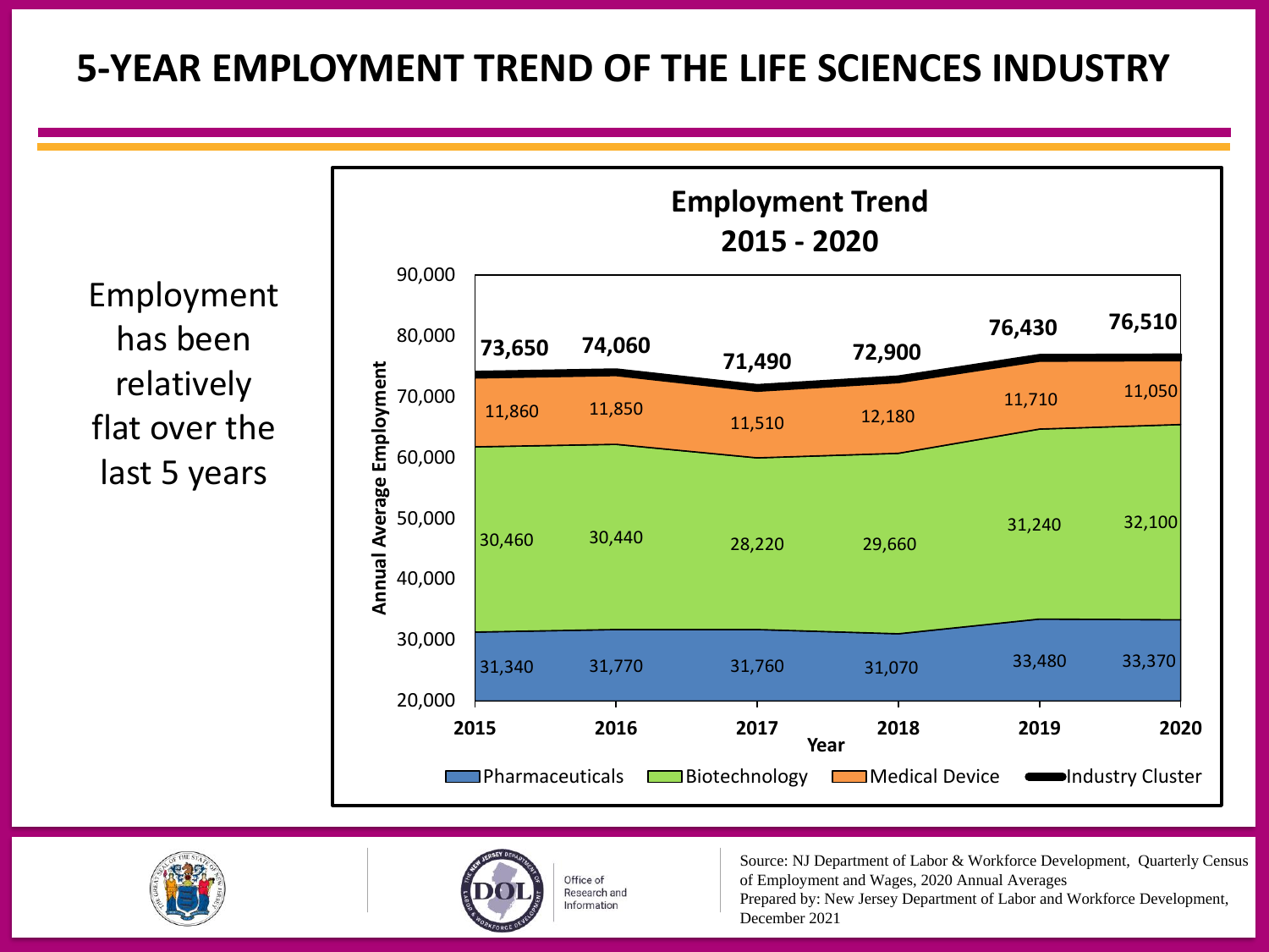# 5-YEAR EMPLOYMENT TREND OF THE LIFE SCIENCES INDUSTRY

Employment has been relatively flat over the last 5 years

**Employment Trend 2015 - 2020**

| Year | Pharmaceuticals | Biotechnology | Medical Device | Industry Cluster |
|---|---|---|---|---|
| 2015 | 31,340 | 30,460 | 11,860 | 73,650 |
| 2016 | 31,770 | 30,440 | 11,850 | 74,060 |
| 2017 | 31,760 | 28,220 | 11,510 | 71,490 |
| 2018 | 31,070 | 29,660 | 12,180 | 72,900 |
| 2019 | 33,480 | 31,240 | 11,710 | 76,430 |
| 2020 | 33,370 | 32,100 | 11,050 | 76,510 |

Office of Research and Information

Source: NJ Department of Labor & Workforce Development, Quarterly Census of Employment and Wages, 2020 Annual Averages
Prepared by: New Jersey Department of Labor and Workforce Development, December 2021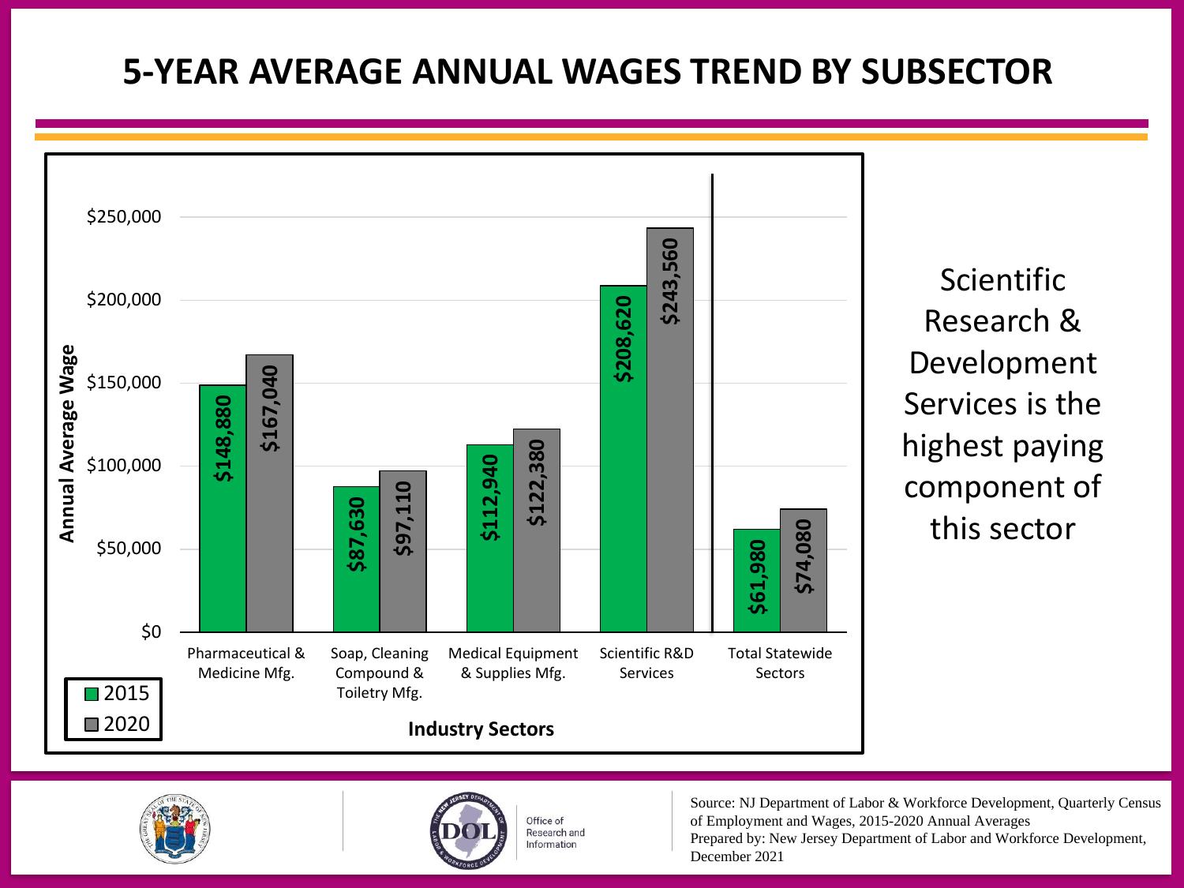# 5-YEAR AVERAGE ANNUAL WAGES TREND BY SUBSECTOR

| Industry Sectors | 2015 | 2020 |
|---|---|---|
| Pharmaceutical & Medicine Mfg. | $148,880 | $167,040 |
| Soap, Cleaning Compound & Toiletry Mfg. | $87,630 | $97,110 |
| Medical Equipment & Supplies Mfg. | $112,940 | $122,380 |
| Scientific R&D Services | $208,620 | $243,560 |
| Total Statewide Sectors | $61,980 | $74,080 |

Scientific Research & Development Services is the highest paying component of this sector

Office of Research and Information

Source: NJ Department of Labor & Workforce Development, Quarterly Census of Employment and Wages, 2015-2020 Annual Averages
Prepared by: New Jersey Department of Labor and Workforce Development, December 2021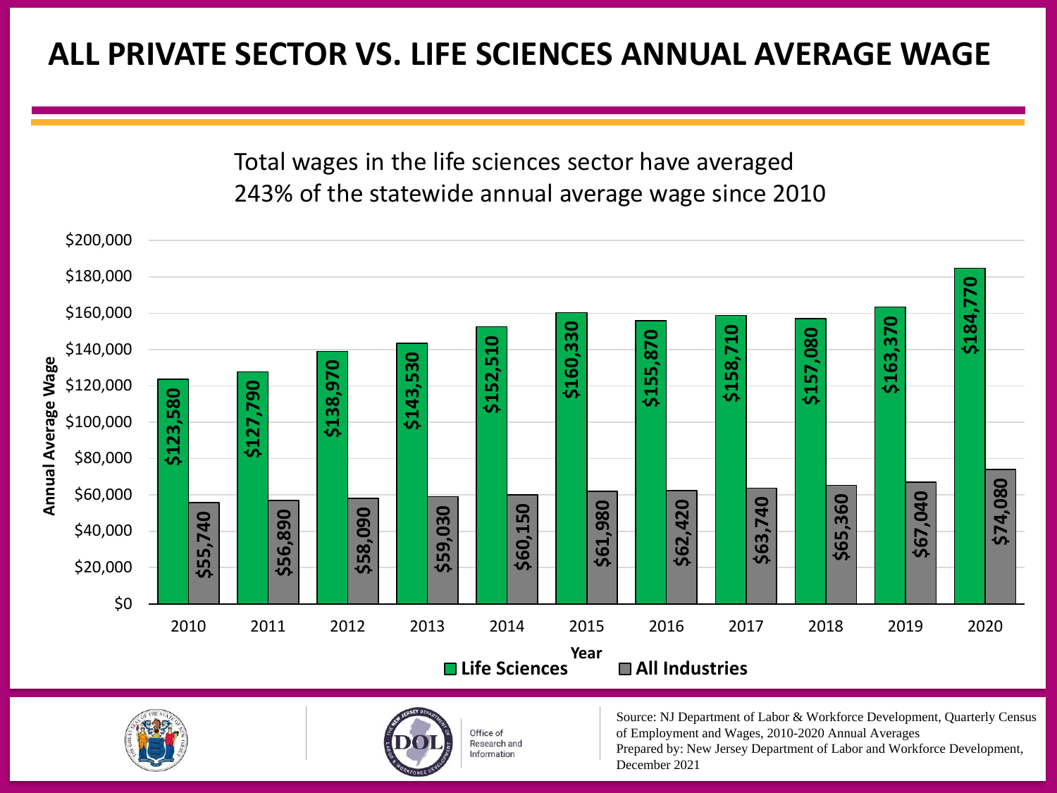# ALL PRIVATE SECTOR VS. LIFE SCIENCES ANNUAL AVERAGE WAGE

Total wages in the life sciences sector have averaged 243% of the statewide annual average wage since 2010

| Year | Life Sciences | All Industries |
| --- | --- | --- |
| 2010 | $123,580 | $55,740 |
| 2011 | $127,790 | $56,890 |
| 2012 | $138,970 | $58,090 |
| 2013 | $143,530 | $59,030 |
| 2014 | $152,510 | $60,150 |
| 2015 | $160,330 | $61,980 |
| 2016 | $155,870 | $62,420 |
| 2017 | $158,710 | $63,740 |
| 2018 | $157,080 | $65,360 |
| 2019 | $163,370 | $67,040 |
| 2020 | $184,770 | $74,080 |

Office of Research and Information

Source: NJ Department of Labor & Workforce Development, Quarterly Census of Employment and Wages, 2010-2020 Annual Averages
Prepared by: New Jersey Department of Labor and Workforce Development, December 2021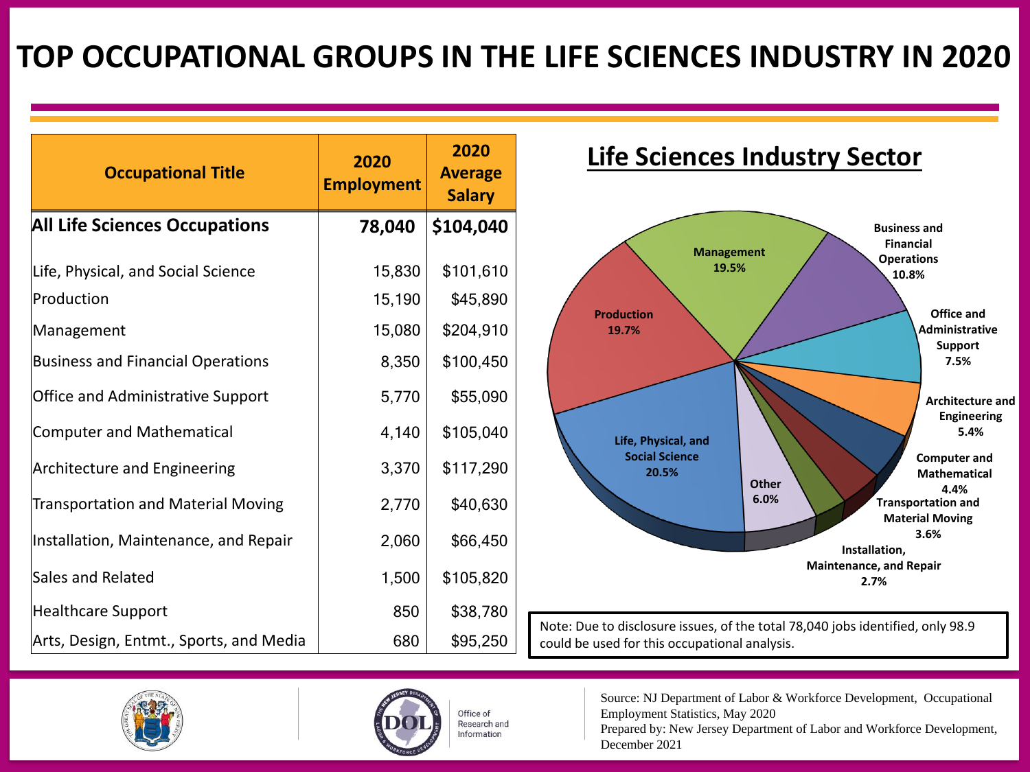# TOP OCCUPATIONAL GROUPS IN THE LIFE SCIENCES INDUSTRY IN 2020

| Occupational Title | 2020 Employment | 2020 Average Salary |
|---|---|---|
| **All Life Sciences Occupations** | **78,040** | **$104,040** |
| Life, Physical, and Social Science | 15,830 | $101,610 |
| Production | 15,190 | $45,890 |
| Management | 15,080 | $204,910 |
| Business and Financial Operations | 8,350 | $100,450 |
| Office and Administrative Support | 5,770 | $55,090 |
| Computer and Mathematical | 4,140 | $105,040 |
| Architecture and Engineering | 3,370 | $117,290 |
| Transportation and Material Moving | 2,770 | $40,630 |
| Installation, Maintenance, and Repair | 2,060 | $66,450 |
| Sales and Related | 1,500 | $105,820 |
| Healthcare Support | 850 | $38,780 |
| Arts, Design, Entmt., Sports, and Media | 680 | $95,250 |

## Life Sciences Industry Sector

- Life, Physical, and Social Science 20.5%
- Production 19.7%
- Management 19.5%
- Business and Financial Operations 10.8%
- Office and Administrative Support 7.5%
- Architecture and Engineering 5.4%
- Computer and Mathematical 4.4%
- Transportation and Material Moving 3.6%
- Installation, Maintenance, and Repair 2.7%
- Other 6.0%

Note: Due to disclosure issues, of the total 78,040 jobs identified, only 98.9 could be used for this occupational analysis.

Office of Research and Information

Source: NJ Department of Labor & Workforce Development, Occupational Employment Statistics, May 2020
Prepared by: New Jersey Department of Labor and Workforce Development, December 2021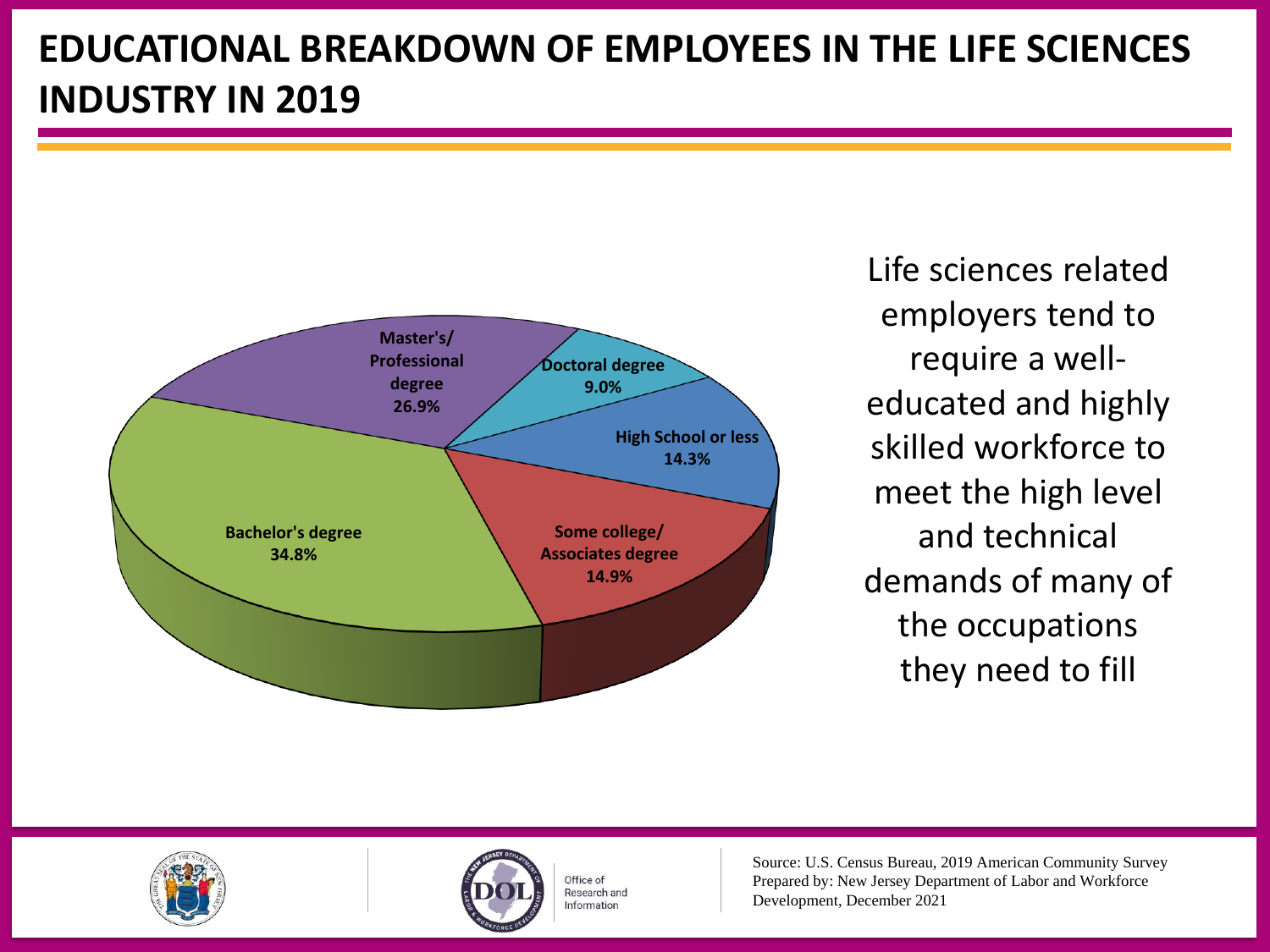# EDUCATIONAL BREAKDOWN OF EMPLOYEES IN THE LIFE SCIENCES INDUSTRY IN 2019

| Education Level | Percent |
| --- | --- |
| Bachelor's degree | 34.8% |
| Master's/Professional degree | 26.9% |
| Doctoral degree | 9.0% |
| High School or less | 14.3% |
| Some college/Associates degree | 14.9% |

Life sciences related employers tend to require a well-educated and highly skilled workforce to meet the high level and technical demands of many of the occupations they need to fill

Office of Research and Information

Source: U.S. Census Bureau, 2019 American Community Survey
Prepared by: New Jersey Department of Labor and Workforce Development, December 2021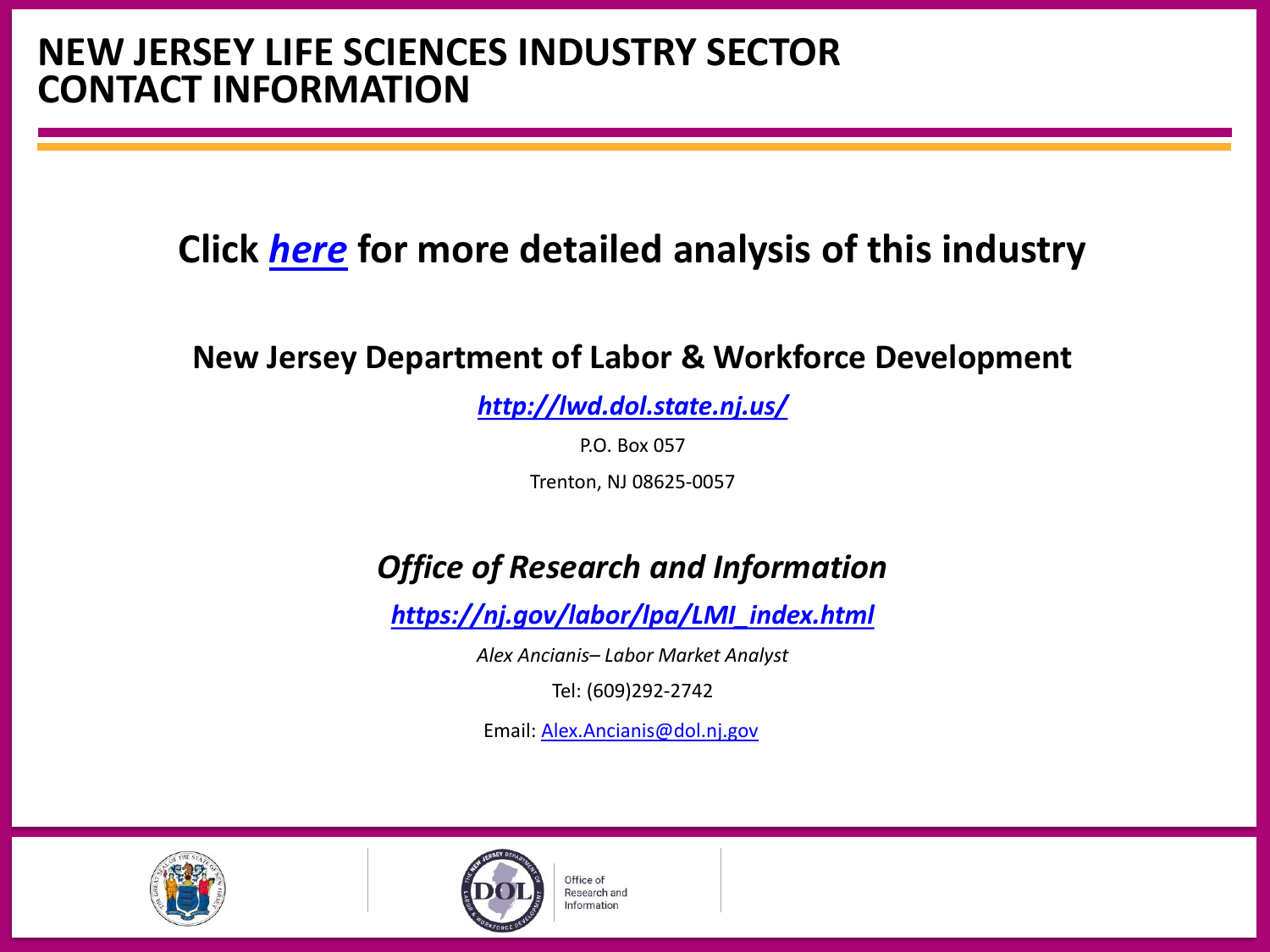# NEW JERSEY LIFE SCIENCES INDUSTRY SECTOR CONTACT INFORMATION

## Click *here* for more detailed analysis of this industry

### New Jersey Department of Labor & Workforce Development

***http://lwd.dol.state.nj.us/***

P.O. Box 057

Trenton, NJ 08625-0057

### *Office of Research and Information*

***https://nj.gov/labor/lpa/LMI_index.html***

*Alex Ancianis– Labor Market Analyst*

Tel: (609)292-2742

Email: Alex.Ancianis@dol.nj.gov

Office of Research and Information